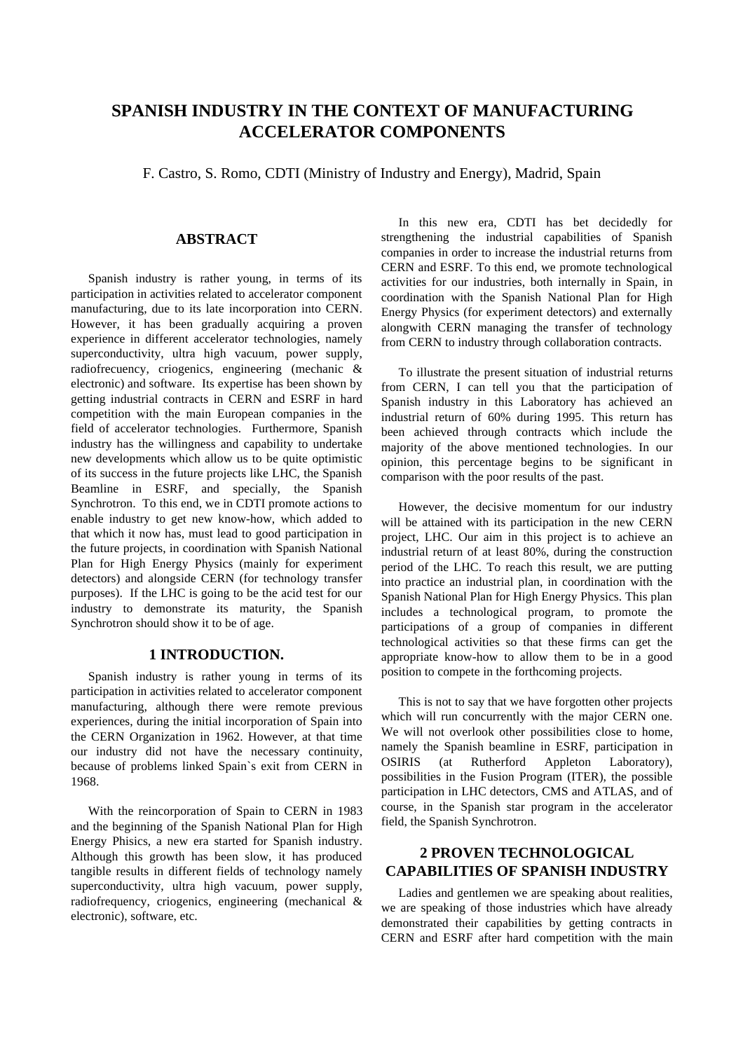# SPANISH INDUSTRY IN THE CONTEXT OF MANUFACTURING ACCELERATOR COMPONENTS

F. Castro, S. Romo, CDTI (Ministry of Industry and Energy), Madrid, Spain

## ABSTRACT

Spanish industry is rather young, in terms of its participation in activities related to accelerator component manufacturing, due to its late incorporation into CERN. However, it has been gradually acquiring a proven experience in different accelerator technologies, namely superconductivity, ultra high vacuum, power supply, radiofrecuency, criogenics, engineering (mechanic & electronic) and software. Its expertise has been shown by getting industrial contracts in CERN and ESRF in hard competition with the main European companies in the field of accelerator technologies. Furthermore, Spanish industry has the willingness and capability to undertake new developments which allow us to be quite optimistic of its success in the future projects like LHC, the Spanish Beamline in ESRF, and specially, the Spanish Synchrotron. To this end, we in CDTI promote actions to enable industry to get new know-how, which added to that which it now has, must lead to good participation in the future projects, in coordination with Spanish National Plan for High Energy Physics (mainly for experiment detectors) and alongside CERN (for technology transfer purposes). If the LHC is going to be the acid test for our industry to demonstrate its maturity, the Spanish Synchrotron should show it to be of age.

## 1 INTRODUCTION.

Spanish industry is rather young in terms of its participation in activities related to accelerator component manufacturing, although there were remote previous experiences, during the initial incorporation of Spain into the CERN Organization in 1962. However, at that time our industry did not have the necessary continuity, because of problems linked Spain`s exit from CERN in 1968.

With the reincorporation of Spain to CERN in 1983 and the beginning of the Spanish National Plan for High Energy Phisics, a new era started for Spanish industry. Although this growth has been slow, it has produced tangible results in different fields of technology namely superconductivity, ultra high vacuum, power supply, radiofrequency, criogenics, engineering (mechanical & electronic), software, etc.

In this new era, CDTI has bet decidedly for strengthening the industrial capabilities of Spanish companies in order to increase the industrial returns from CERN and ESRF. To this end, we promote technological activities for our industries, both internally in Spain, in coordination with the Spanish National Plan for High Energy Physics (for experiment detectors) and externally alongwith CERN managing the transfer of technology from CERN to industry through collaboration contracts.

To illustrate the present situation of industrial returns from CERN, I can tell you that the participation of Spanish industry in this Laboratory has achieved an industrial return of 60% during 1995. This return has been achieved through contracts which include the majority of the above mentioned technologies. In our opinion, this percentage begins to be significant in comparison with the poor results of the past.

However, the decisive momentum for our industry will be attained with its participation in the new CERN project, LHC. Our aim in this project is to achieve an industrial return of at least 80%, during the construction period of the LHC. To reach this result, we are putting into practice an industrial plan, in coordination with the Spanish National Plan for High Energy Physics. This plan includes a technological program, to promote the participations of a group of companies in different technological activities so that these firms can get the appropriate know-how to allow them to be in a good position to compete in the forthcoming projects.

This is not to say that we have forgotten other projects which will run concurrently with the major CERN one. We will not overlook other possibilities close to home, namely the Spanish beamline in ESRF, participation in OSIRIS (at Rutherford Appleton Laboratory), possibilities in the Fusion Program (ITER), the possible participation in LHC detectors, CMS and ATLAS, and of course, in the Spanish star program in the accelerator field, the Spanish Synchrotron.

## 2 PROVEN TECHNOLOGICAL CAPABILITIES OF SPANISH INDUSTRY

Ladies and gentlemen we are speaking about realities, we are speaking of those industries which have already demonstrated their capabilities by getting contracts in CERN and ESRF after hard competition with the main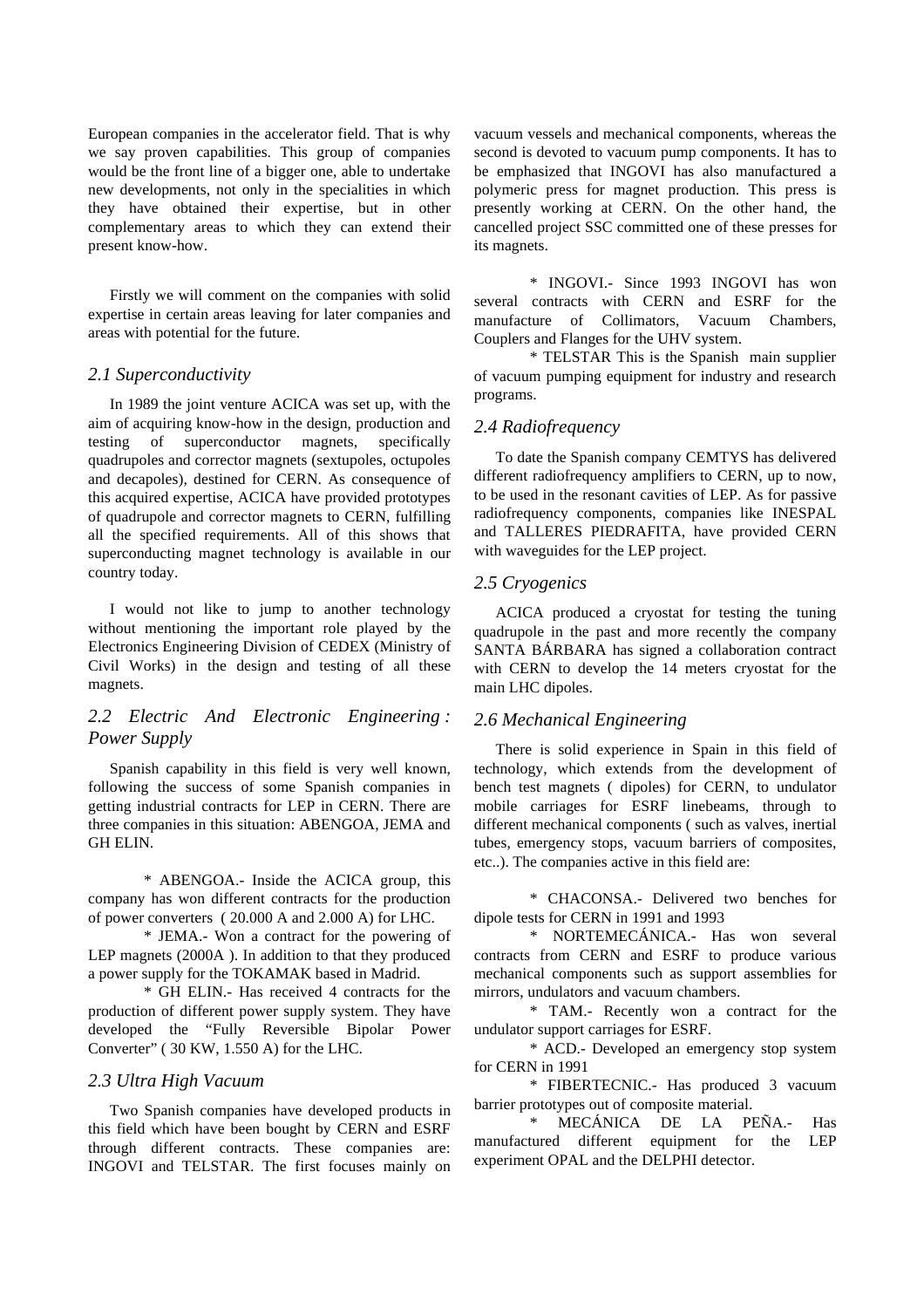European companies in the accelerator field. That is why we say proven capabilities. This group of companies would be the front line of a bigger one, able to undertake new developments, not only in the specialities in which they have obtained their expertise, but in other complementary areas to which they can extend their present know-how.

Firstly we will comment on the companies with solid expertise in certain areas leaving for later companies and areas with potential for the future.

## *2.1 Superconductivity*

In 1989 the joint venture ACICA was set up, with the aim of acquiring know-how in the design, production and testing of superconductor magnets, specifically quadrupoles and corrector magnets (sextupoles, octupoles and decapoles), destined for CERN. As consequence of this acquired expertise, ACICA have provided prototypes of quadrupole and corrector magnets to CERN, fulfilling all the specified requirements. All of this shows that superconducting magnet technology is available in our country today.

I would not like to jump to another technology without mentioning the important role played by the Electronics Engineering Division of CEDEX (Ministry of Civil Works) in the design and testing of all these magnets.

## *2.2 Electric And Electronic Engineering : Power Supply*

Spanish capability in this field is very well known, following the success of some Spanish companies in getting industrial contracts for LEP in CERN. There are three companies in this situation: ABENGOA, JEMA and GH ELIN.

* ABENGOA.- Inside the ACICA group, this company has won different contracts for the production of power converters ( 20.000 A and 2.000 A) for LHC.

* JEMA.- Won a contract for the powering of LEP magnets (2000A ). In addition to that they produced a power supply for the TOKAMAK based in Madrid.

* GH ELIN.- Has received 4 contracts for the production of different power supply system. They have developed the “Fully Reversible Bipolar Power Converter” ( 30 KW, 1.550 A) for the LHC.

## *2.3 Ultra High Vacuum*

Two Spanish companies have developed products in this field which have been bought by CERN and ESRF through different contracts. These companies are: INGOVI and TELSTAR. The first focuses mainly on vacuum vessels and mechanical components, whereas the second is devoted to vacuum pump components. It has to be emphasized that INGOVI has also manufactured a polymeric press for magnet production. This press is presently working at CERN. On the other hand, the cancelled project SSC committed one of these presses for its magnets.

* INGOVI.- Since 1993 INGOVI has won several contracts with CERN and ESRF for the manufacture of Collimators, Vacuum Chambers, Couplers and Flanges for the UHV system.

* TELSTAR This is the Spanish main supplier of vacuum pumping equipment for industry and research programs.

## *2.4 Radiofrequency*

To date the Spanish company CEMTYS has delivered different radiofrequency amplifiers to CERN, up to now, to be used in the resonant cavities of LEP. As for passive radiofrequency components, companies like INESPAL and TALLERES PIEDRAFITA, have provided CERN with waveguides for the LEP project.

## *2.5 Cryogenics*

ACICA produced a cryostat for testing the tuning quadrupole in the past and more recently the company SANTA BÁRBARA has signed a collaboration contract with CERN to develop the 14 meters cryostat for the main LHC dipoles.

## *2.6 Mechanical Engineering*

There is solid experience in Spain in this field of technology, which extends from the development of bench test magnets ( dipoles) for CERN, to undulator mobile carriages for ESRF linebeams, through to different mechanical components ( such as valves, inertial tubes, emergency stops, vacuum barriers of composites, etc..). The companies active in this field are:

* CHACONSA.- Delivered two benches for dipole tests for CERN in 1991 and 1993

* NORTEMECÁNICA.- Has won several contracts from CERN and ESRF to produce various mechanical components such as support assemblies for mirrors, undulators and vacuum chambers.

* TAM.- Recently won a contract for the undulator support carriages for ESRF.

* ACD.- Developed an emergency stop system for CERN in 1991

* FIBERTECNIC.- Has produced 3 vacuum barrier prototypes out of composite material.

* MECÁNICA DE LA PEÑA.- Has manufactured different equipment for the LEP experiment OPAL and the DELPHI detector.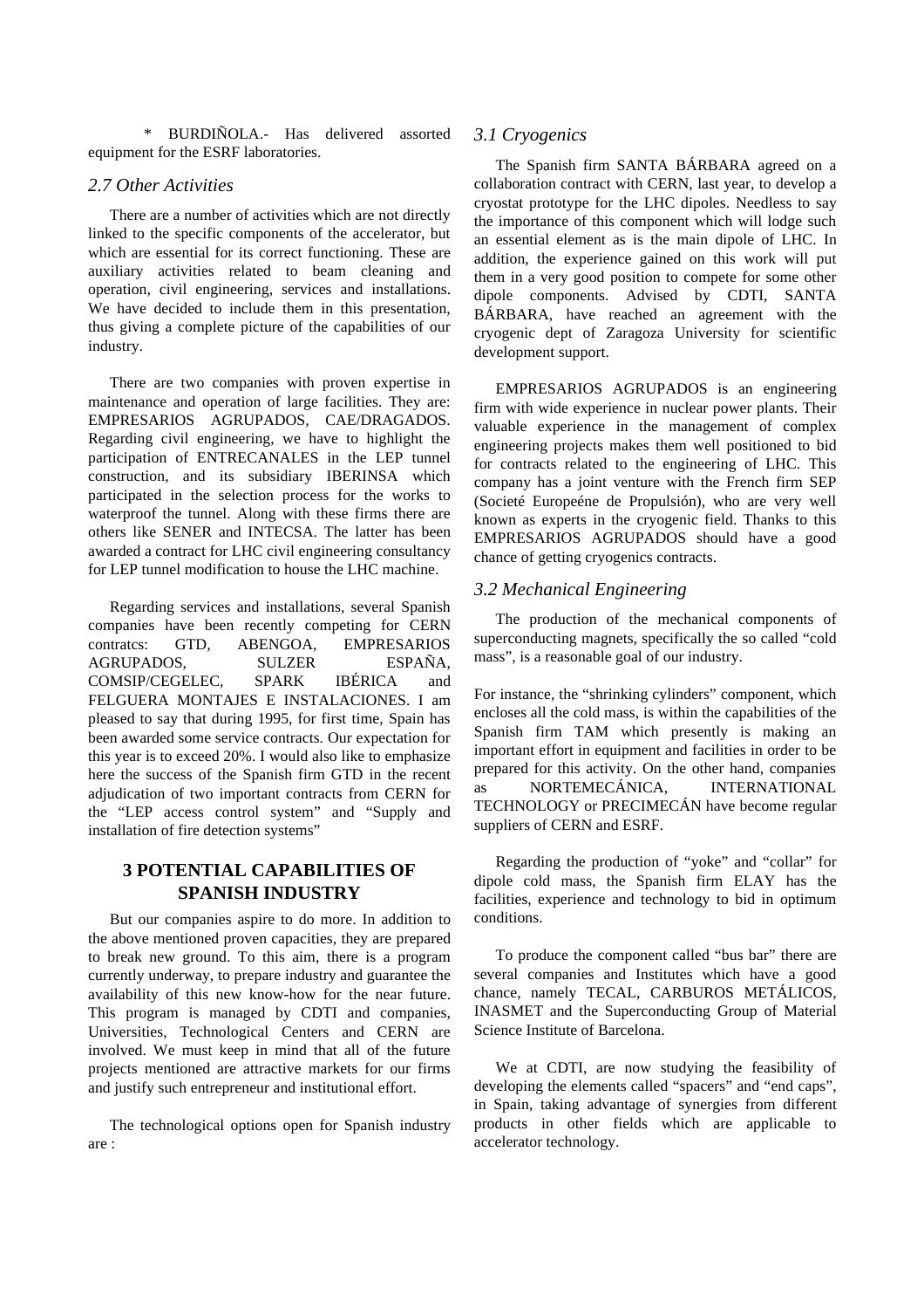* BURDIÑOLA.- Has delivered assorted equipment for the ESRF laboratories.

### 2.7 Other Activities

There are a number of activities which are not directly linked to the specific components of the accelerator, but which are essential for its correct functioning. These are auxiliary activities related to beam cleaning and operation, civil engineering, services and installations. We have decided to include them in this presentation, thus giving a complete picture of the capabilities of our industry.

There are two companies with proven expertise in maintenance and operation of large facilities. They are: EMPRESARIOS AGRUPADOS, CAE/DRAGADOS. Regarding civil engineering, we have to highlight the participation of ENTRECANALES in the LEP tunnel construction, and its subsidiary IBERINSA which participated in the selection process for the works to waterproof the tunnel. Along with these firms there are others like SENER and INTECSA. The latter has been awarded a contract for LHC civil engineering consultancy for LEP tunnel modification to house the LHC machine.

Regarding services and installations, several Spanish companies have been recently competing for CERN contratcs: GTD, ABENGOA, EMPRESARIOS AGRUPADOS, SULZER ESPAÑA, COMSIP/CEGELEC, SPARK IBÉRICA and FELGUERA MONTAJES E INSTALACIONES. I am pleased to say that during 1995, for first time, Spain has been awarded some service contracts. Our expectation for this year is to exceed 20%. I would also like to emphasize here the success of the Spanish firm GTD in the recent adjudication of two important contracts from CERN for the "LEP access control system" and "Supply and installation of fire detection systems"

## 3 POTENTIAL CAPABILITIES OF SPANISH INDUSTRY

But our companies aspire to do more. In addition to the above mentioned proven capacities, they are prepared to break new ground. To this aim, there is a program currently underway, to prepare industry and guarantee the availability of this new know-how for the near future. This program is managed by CDTI and companies, Universities, Technological Centers and CERN are involved. We must keep in mind that all of the future projects mentioned are attractive markets for our firms and justify such entrepreneur and institutional effort.

The technological options open for Spanish industry are :

### 3.1 Cryogenics

The Spanish firm SANTA BÁRBARA agreed on a collaboration contract with CERN, last year, to develop a cryostat prototype for the LHC dipoles. Needless to say the importance of this component which will lodge such an essential element as is the main dipole of LHC. In addition, the experience gained on this work will put them in a very good position to compete for some other dipole components. Advised by CDTI, SANTA BÁRBARA, have reached an agreement with the cryogenic dept of Zaragoza University for scientific development support.

EMPRESARIOS AGRUPADOS is an engineering firm with wide experience in nuclear power plants. Their valuable experience in the management of complex engineering projects makes them well positioned to bid for contracts related to the engineering of LHC. This company has a joint venture with the French firm SEP (Societé Europeéne de Propulsión), who are very well known as experts in the cryogenic field. Thanks to this EMPRESARIOS AGRUPADOS should have a good chance of getting cryogenics contracts.

### 3.2 Mechanical Engineering

The production of the mechanical components of superconducting magnets, specifically the so called "cold mass", is a reasonable goal of our industry.

For instance, the "shrinking cylinders" component, which encloses all the cold mass, is within the capabilities of the Spanish firm TAM which presently is making an important effort in equipment and facilities in order to be prepared for this activity. On the other hand, companies as NORTEMECÁNICA, INTERNATIONAL TECHNOLOGY or PRECIMECÁN have become regular suppliers of CERN and ESRF.

Regarding the production of "yoke" and "collar" for dipole cold mass, the Spanish firm ELAY has the facilities, experience and technology to bid in optimum conditions.

To produce the component called "bus bar" there are several companies and Institutes which have a good chance, namely TECAL, CARBUROS METÁLICOS, INASMET and the Superconducting Group of Material Science Institute of Barcelona.

We at CDTI, are now studying the feasibility of developing the elements called "spacers" and "end caps", in Spain, taking advantage of synergies from different products in other fields which are applicable to accelerator technology.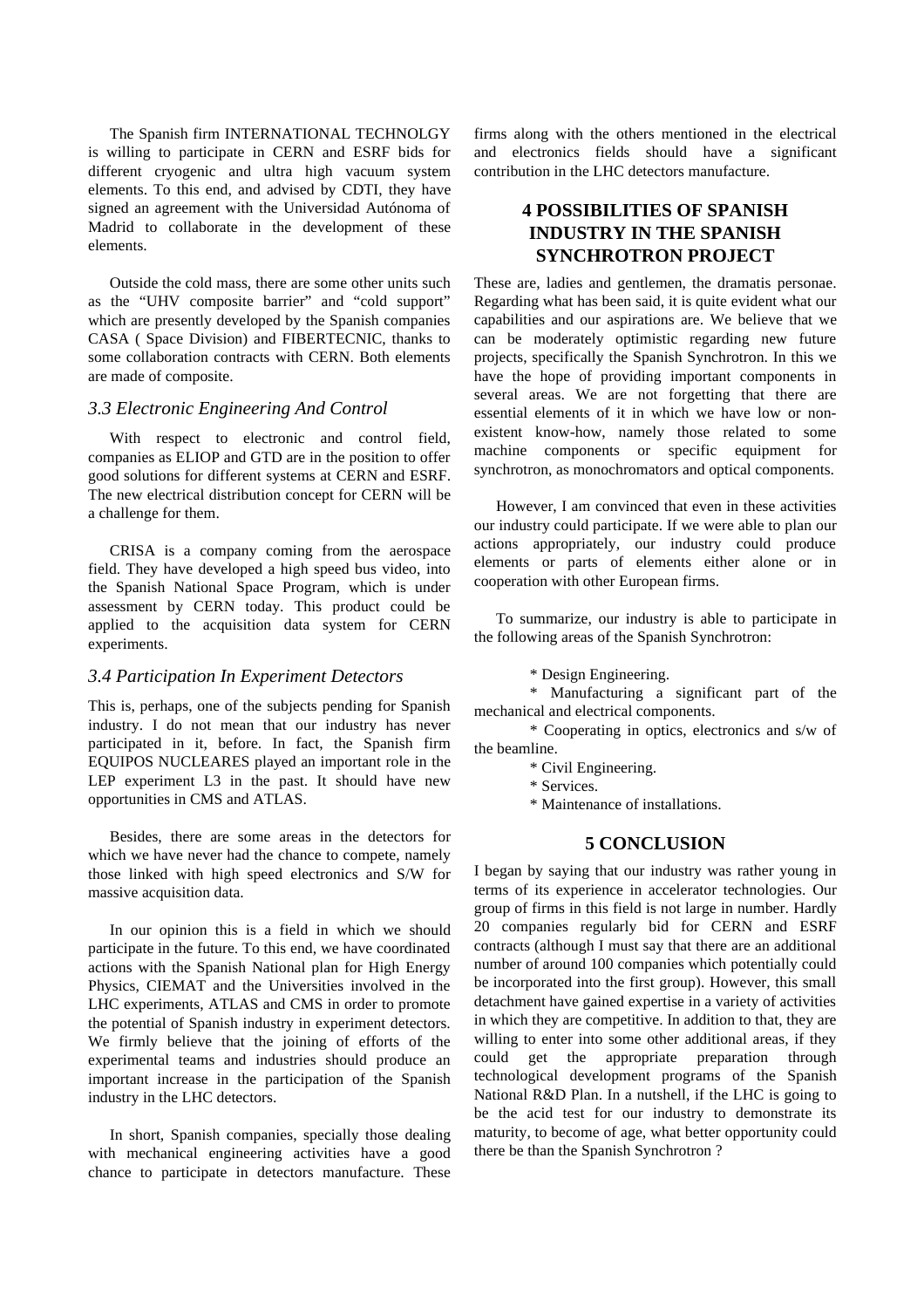The Spanish firm INTERNATIONAL TECHNOLGY is willing to participate in CERN and ESRF bids for different cryogenic and ultra high vacuum system elements. To this end, and advised by CDTI, they have signed an agreement with the Universidad Autónoma of Madrid to collaborate in the development of these elements.

Outside the cold mass, there are some other units such as the "UHV composite barrier" and "cold support" which are presently developed by the Spanish companies CASA ( Space Division) and FIBERTECNIC, thanks to some collaboration contracts with CERN. Both elements are made of composite.

### *3.3 Electronic Engineering And Control*

With respect to electronic and control field, companies as ELIOP and GTD are in the position to offer good solutions for different systems at CERN and ESRF. The new electrical distribution concept for CERN will be a challenge for them.

CRISA is a company coming from the aerospace field. They have developed a high speed bus video, into the Spanish National Space Program, which is under assessment by CERN today. This product could be applied to the acquisition data system for CERN experiments.

### *3.4 Participation In Experiment Detectors*

This is, perhaps, one of the subjects pending for Spanish industry. I do not mean that our industry has never participated in it, before. In fact, the Spanish firm EQUIPOS NUCLEARES played an important role in the LEP experiment L3 in the past. It should have new opportunities in CMS and ATLAS.

Besides, there are some areas in the detectors for which we have never had the chance to compete, namely those linked with high speed electronics and S/W for massive acquisition data.

In our opinion this is a field in which we should participate in the future. To this end, we have coordinated actions with the Spanish National plan for High Energy Physics, CIEMAT and the Universities involved in the LHC experiments, ATLAS and CMS in order to promote the potential of Spanish industry in experiment detectors. We firmly believe that the joining of efforts of the experimental teams and industries should produce an important increase in the participation of the Spanish industry in the LHC detectors.

In short, Spanish companies, specially those dealing with mechanical engineering activities have a good chance to participate in detectors manufacture. These firms along with the others mentioned in the electrical and electronics fields should have a significant contribution in the LHC detectors manufacture.

## 4 POSSIBILITIES OF SPANISH INDUSTRY IN THE SPANISH SYNCHROTRON PROJECT

These are, ladies and gentlemen, the dramatis personae. Regarding what has been said, it is quite evident what our capabilities and our aspirations are. We believe that we can be moderately optimistic regarding new future projects, specifically the Spanish Synchrotron. In this we have the hope of providing important components in several areas. We are not forgetting that there are essential elements of it in which we have low or non-existent know-how, namely those related to some machine components or specific equipment for synchrotron, as monochromators and optical components.

However, I am convinced that even in these activities our industry could participate. If we were able to plan our actions appropriately, our industry could produce elements or parts of elements either alone or in cooperation with other European firms.

To summarize, our industry is able to participate in the following areas of the Spanish Synchrotron:

* Design Engineering.
* Manufacturing a significant part of the mechanical and electrical components.
* Cooperating in optics, electronics and s/w of the beamline.
* Civil Engineering.
* Services.
* Maintenance of installations.

## 5 CONCLUSION

I began by saying that our industry was rather young in terms of its experience in accelerator technologies. Our group of firms in this field is not large in number. Hardly 20 companies regularly bid for CERN and ESRF contracts (although I must say that there are an additional number of around 100 companies which potentially could be incorporated into the first group). However, this small detachment have gained expertise in a variety of activities in which they are competitive. In addition to that, they are willing to enter into some other additional areas, if they could get the appropriate preparation through technological development programs of the Spanish National R&D Plan. In a nutshell, if the LHC is going to be the acid test for our industry to demonstrate its maturity, to become of age, what better opportunity could there be than the Spanish Synchrotron ?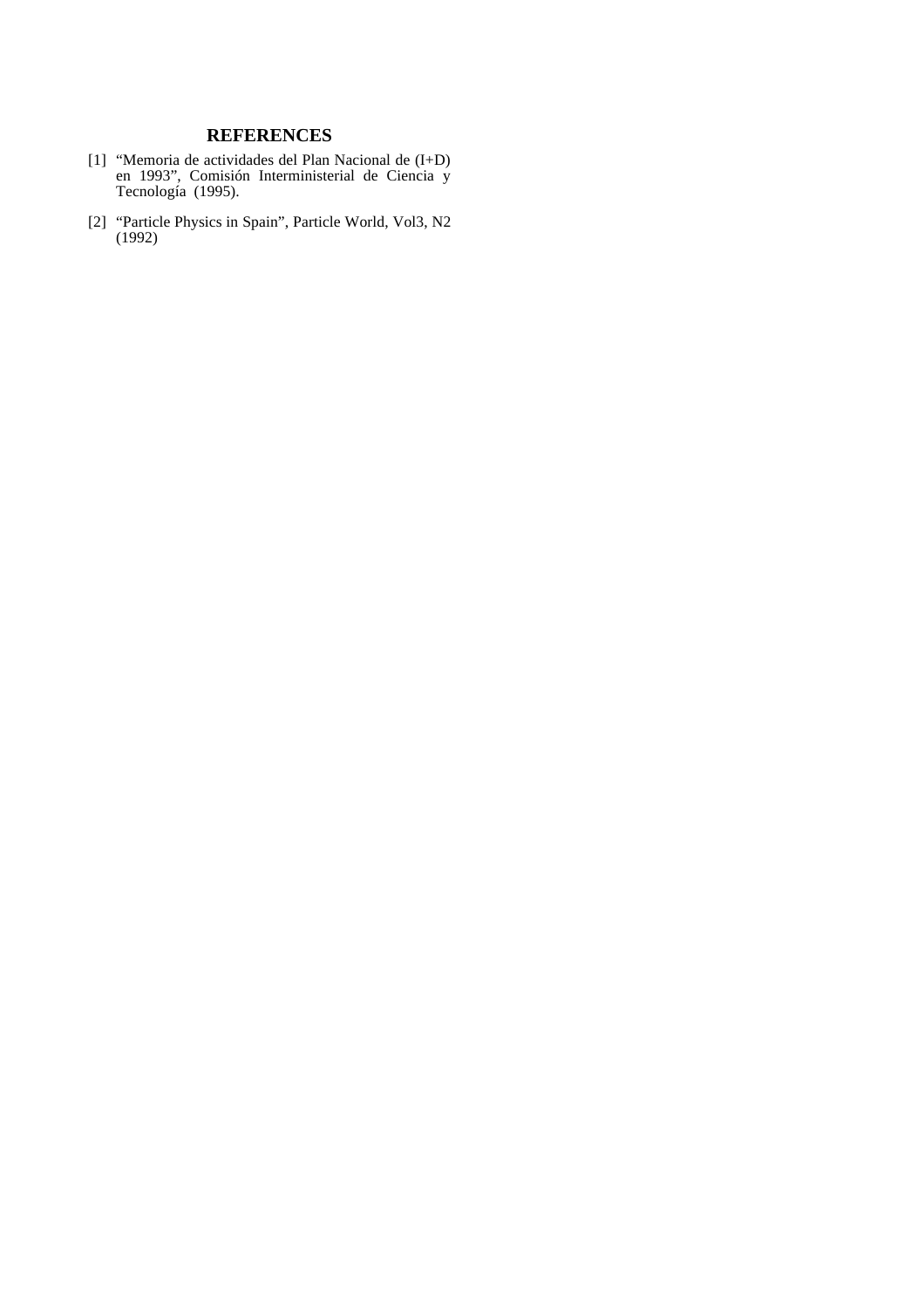## REFERENCES

[1] "Memoria de actividades del Plan Nacional de (I+D) en 1993", Comisión Interministerial de Ciencia y Tecnología (1995).

[2] "Particle Physics in Spain", Particle World, Vol3, N2 (1992)